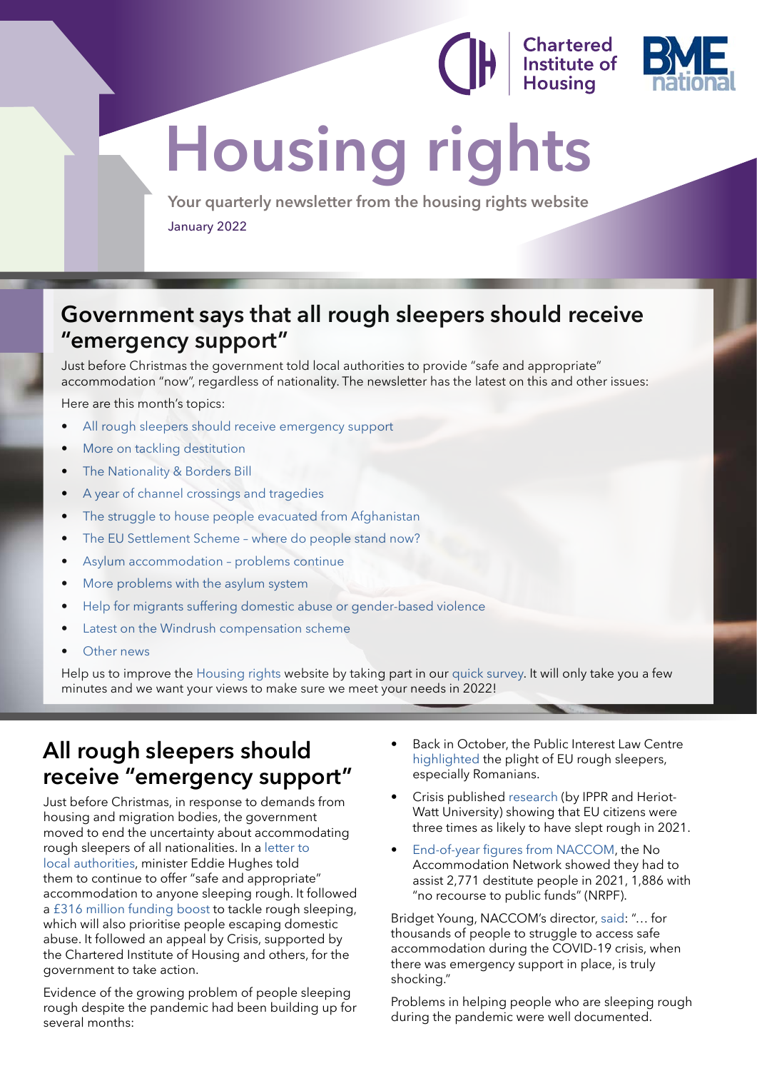# Housing rights

**Your quarterly newsletter from the housing rights website**

January 2022

## Government says that all rough sleepers should receive "emergency support"

Just before Christmas the government told local authorities to provide "safe and appropriate" accommodation "now", regardless of nationality. The newsletter has the latest on this and other issues:

Here are this month's topics:

- All rough sleepers should receive emergency support
- More on tackling destitution
- The Nationality & Borders Bill
- A year of channel crossings and tragedies
- The struggle to house people evacuated from Afghanistan
- The EU Settlement Scheme – where do people stand now?
- Asylum accommodation – problems continue
- More problems with the asylum system
- Help for migrants suffering domestic abuse or gender-based violence
- Latest on the Windrush compensation scheme
- Other news

Help us to improve the Housing rights website by taking part in our quick survey. It will only take you a few minutes and we want your views to make sure we meet your needs in 2022!

## All rough sleepers should receive "emergency support"

Just before Christmas, in response to demands from housing and migration bodies, the government moved to end the uncertainty about accommodating rough sleepers of all nationalities. In a letter to local authorities, minister Eddie Hughes told them to continue to offer "safe and appropriate" accommodation to anyone sleeping rough. It followed a £316 million funding boost to tackle rough sleeping, which will also prioritise people escaping domestic abuse. It followed an appeal by Crisis, supported by the Chartered Institute of Housing and others, for the government to take action.

Evidence of the growing problem of people sleeping rough despite the pandemic had been building up for several months:

- Back in October, the Public Interest Law Centre highlighted the plight of EU rough sleepers, especially Romanians.
- Crisis published research (by IPPR and Heriot-Watt University) showing that EU citizens were three times as likely to have slept rough in 2021.
- End-of-year figures from NACCOM, the No Accommodation Network showed they had to assist 2,771 destitute people in 2021, 1,886 with "no recourse to public funds" (NRPF).

Bridget Young, NACCOM's director, said: "… for thousands of people to struggle to access safe accommodation during the COVID-19 crisis, when there was emergency support in place, is truly shocking."

Problems in helping people who are sleeping rough during the pandemic were well documented.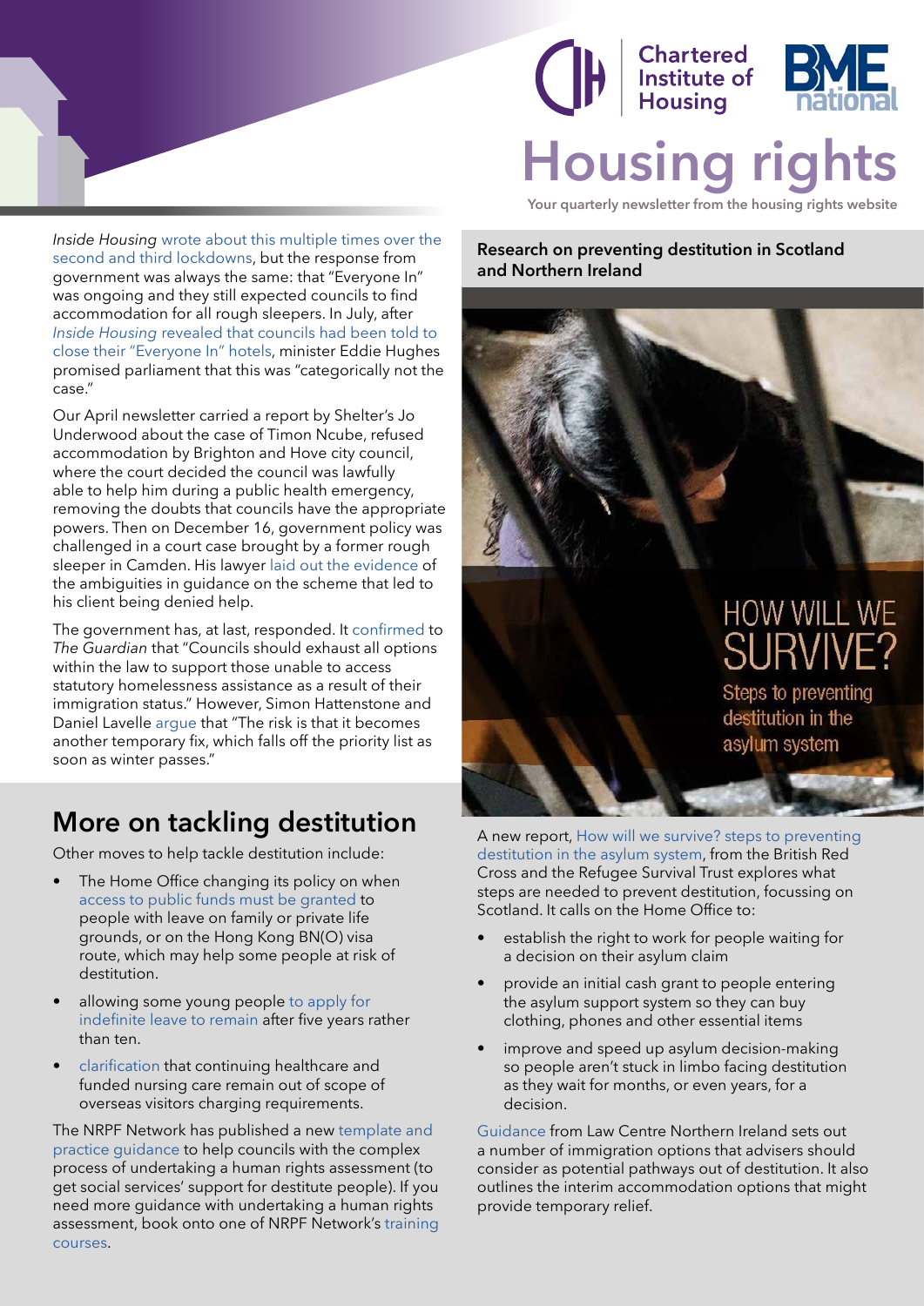*Inside Housing* wrote about this multiple times over the second and third lockdowns, but the response from government was always the same: that "Everyone In" was ongoing and they still expected councils to find accommodation for all rough sleepers. In July, after *Inside Housing* revealed that councils had been told to close their "Everyone In" hotels, minister Eddie Hughes promised parliament that this was "categorically not the case."

Our April newsletter carried a report by Shelter's Jo Underwood about the case of Timon Ncube, refused accommodation by Brighton and Hove city council, where the court decided the council was lawfully able to help him during a public health emergency, removing the doubts that councils have the appropriate powers. Then on December 16, government policy was challenged in a court case brought by a former rough sleeper in Camden. His lawyer laid out the evidence of the ambiguities in guidance on the scheme that led to his client being denied help.

The government has, at last, responded. It confirmed to *The Guardian* that "Councils should exhaust all options within the law to support those unable to access statutory homelessness assistance as a result of their immigration status." However, Simon Hattenstone and Daniel Lavelle argue that "The risk is that it becomes another temporary fix, which falls off the priority list as soon as winter passes."

## More on tackling destitution

Other moves to help tackle destitution include:

- The Home Office changing its policy on when access to public funds must be granted to people with leave on family or private life grounds, or on the Hong Kong BN(O) visa route, which may help some people at risk of destitution.
- allowing some young people to apply for indefinite leave to remain after five years rather than ten.
- clarification that continuing healthcare and funded nursing care remain out of scope of overseas visitors charging requirements.

The NRPF Network has published a new template and practice guidance to help councils with the complex process of undertaking a human rights assessment (to get social services' support for destitute people). If you need more guidance with undertaking a human rights assessment, book onto one of NRPF Network's training courses.

## Research on preventing destitution in Scotland and Northern Ireland

A new report, How will we survive? steps to preventing destitution in the asylum system, from the British Red Cross and the Refugee Survival Trust explores what steps are needed to prevent destitution, focussing on Scotland. It calls on the Home Office to:

- establish the right to work for people waiting for a decision on their asylum claim
- provide an initial cash grant to people entering the asylum support system so they can buy clothing, phones and other essential items
- improve and speed up asylum decision-making so people aren't stuck in limbo facing destitution as they wait for months, or even years, for a decision.

Guidance from Law Centre Northern Ireland sets out a number of immigration options that advisers should consider as potential pathways out of destitution. It also outlines the interim accommodation options that might provide temporary relief.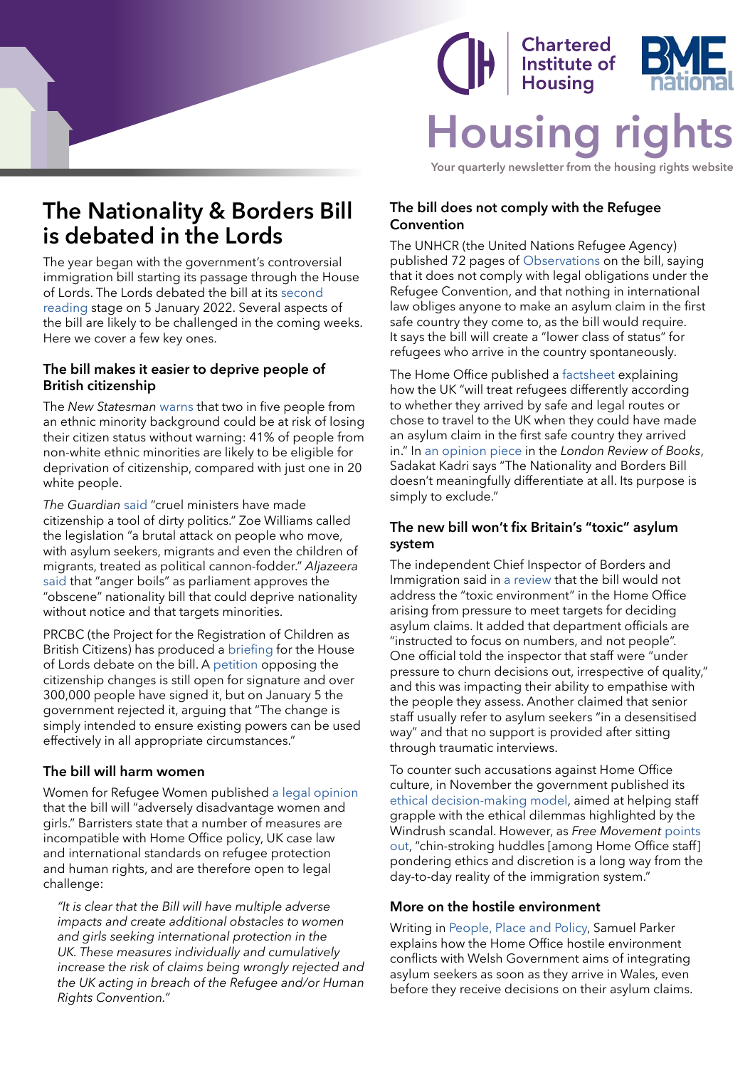# Housing rights

Your quarterly newsletter from the housing rights website

## The Nationality & Borders Bill is debated in the Lords

The year began with the government's controversial immigration bill starting its passage through the House of Lords. The Lords debated the bill at its second reading stage on 5 January 2022. Several aspects of the bill are likely to be challenged in the coming weeks. Here we cover a few key ones.

### The bill makes it easier to deprive people of British citizenship

The *New Statesman* warns that two in five people from an ethnic minority background could be at risk of losing their citizen status without warning: 41% of people from non-white ethnic minorities are likely to be eligible for deprivation of citizenship, compared with just one in 20 white people.

*The Guardian* said "cruel ministers have made citizenship a tool of dirty politics." Zoe Williams called the legislation "a brutal attack on people who move, with asylum seekers, migrants and even the children of migrants, treated as political cannon-fodder." *Aljazeera* said that "anger boils" as parliament approves the "obscene" nationality bill that could deprive nationality without notice and that targets minorities.

PRCBC (the Project for the Registration of Children as British Citizens) has produced a briefing for the House of Lords debate on the bill. A petition opposing the citizenship changes is still open for signature and over 300,000 people have signed it, but on January 5 the government rejected it, arguing that "The change is simply intended to ensure existing powers can be used effectively in all appropriate circumstances."

### The bill will harm women

Women for Refugee Women published a legal opinion that the bill will "adversely disadvantage women and girls." Barristers state that a number of measures are incompatible with Home Office policy, UK case law and international standards on refugee protection and human rights, and are therefore open to legal challenge:

> *"It is clear that the Bill will have multiple adverse impacts and create additional obstacles to women and girls seeking international protection in the UK. These measures individually and cumulatively increase the risk of claims being wrongly rejected and the UK acting in breach of the Refugee and/or Human Rights Convention."*

### The bill does not comply with the Refugee Convention

The UNHCR (the United Nations Refugee Agency) published 72 pages of Observations on the bill, saying that it does not comply with legal obligations under the Refugee Convention, and that nothing in international law obliges anyone to make an asylum claim in the first safe country they come to, as the bill would require. It says the bill will create a "lower class of status" for refugees who arrive in the country spontaneously.

The Home Office published a factsheet explaining how the UK "will treat refugees differently according to whether they arrived by safe and legal routes or chose to travel to the UK when they could have made an asylum claim in the first safe country they arrived in." In an opinion piece in the *London Review of Books*, Sadakat Kadri says "The Nationality and Borders Bill doesn't meaningfully differentiate at all. Its purpose is simply to exclude."

### The new bill won't fix Britain's "toxic" asylum system

The independent Chief Inspector of Borders and Immigration said in a review that the bill would not address the "toxic environment" in the Home Office arising from pressure to meet targets for deciding asylum claims. It added that department officials are "instructed to focus on numbers, and not people". One official told the inspector that staff were "under pressure to churn decisions out, irrespective of quality," and this was impacting their ability to empathise with the people they assess. Another claimed that senior staff usually refer to asylum seekers "in a desensitised way" and that no support is provided after sitting through traumatic interviews.

To counter such accusations against Home Office culture, in November the government published its ethical decision-making model, aimed at helping staff grapple with the ethical dilemmas highlighted by the Windrush scandal. However, as *Free Movement* points out, "chin-stroking huddles [among Home Office staff] pondering ethics and discretion is a long way from the day-to-day reality of the immigration system."

### More on the hostile environment

Writing in People, Place and Policy, Samuel Parker explains how the Home Office hostile environment conflicts with Welsh Government aims of integrating asylum seekers as soon as they arrive in Wales, even before they receive decisions on their asylum claims.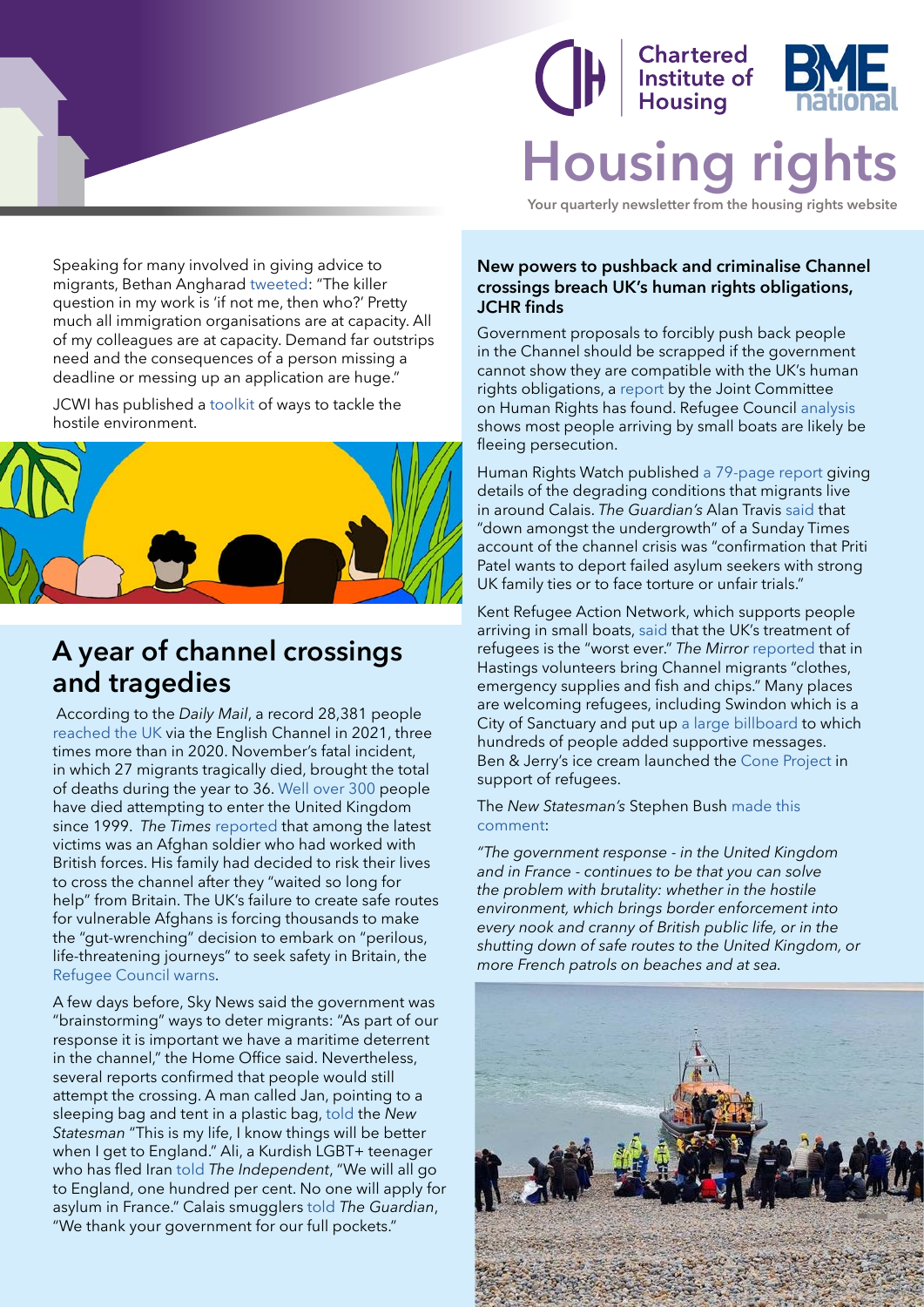Speaking for many involved in giving advice to migrants, Bethan Angharad tweeted: "The killer question in my work is 'if not me, then who?' Pretty much all immigration organisations are at capacity. All of my colleagues are at capacity. Demand far outstrips need and the consequences of a person missing a deadline or messing up an application are huge."

JCWI has published a toolkit of ways to tackle the hostile environment.

## A year of channel crossings and tragedies

According to the *Daily Mail*, a record 28,381 people reached the UK via the English Channel in 2021, three times more than in 2020. November's fatal incident, in which 27 migrants tragically died, brought the total of deaths during the year to 36. Well over 300 people have died attempting to enter the United Kingdom since 1999. *The Times* reported that among the latest victims was an Afghan soldier who had worked with British forces. His family had decided to risk their lives to cross the channel after they "waited so long for help" from Britain. The UK's failure to create safe routes for vulnerable Afghans is forcing thousands to make the "gut-wrenching" decision to embark on "perilous, life-threatening journeys" to seek safety in Britain, the Refugee Council warns.

A few days before, Sky News said the government was "brainstorming" ways to deter migrants: "As part of our response it is important we have a maritime deterrent in the channel," the Home Office said. Nevertheless, several reports confirmed that people would still attempt the crossing. A man called Jan, pointing to a sleeping bag and tent in a plastic bag, told the *New Statesman* "This is my life, I know things will be better when I get to England." Ali, a Kurdish LGBT+ teenager who has fled Iran told *The Independent*, "We will all go to England, one hundred per cent. No one will apply for asylum in France." Calais smugglers told *The Guardian*, "We thank your government for our full pockets."

### New powers to pushback and criminalise Channel crossings breach UK's human rights obligations, JCHR finds

Government proposals to forcibly push back people in the Channel should be scrapped if the government cannot show they are compatible with the UK's human rights obligations, a report by the Joint Committee on Human Rights has found. Refugee Council analysis shows most people arriving by small boats are likely be fleeing persecution.

Human Rights Watch published a 79-page report giving details of the degrading conditions that migrants live in around Calais. *The Guardian's* Alan Travis said that "down amongst the undergrowth" of a Sunday Times account of the channel crisis was "confirmation that Priti Patel wants to deport failed asylum seekers with strong UK family ties or to face torture or unfair trials."

Kent Refugee Action Network, which supports people arriving in small boats, said that the UK's treatment of refugees is the "worst ever." *The Mirror* reported that in Hastings volunteers bring Channel migrants "clothes, emergency supplies and fish and chips." Many places are welcoming refugees, including Swindon which is a City of Sanctuary and put up a large billboard to which hundreds of people added supportive messages. Ben & Jerry's ice cream launched the Cone Project in support of refugees.

The *New Statesman's* Stephen Bush made this comment:

*"The government response - in the United Kingdom and in France - continues to be that you can solve the problem with brutality: whether in the hostile environment, which brings border enforcement into every nook and cranny of British public life, or in the shutting down of safe routes to the United Kingdom, or more French patrols on beaches and at sea.*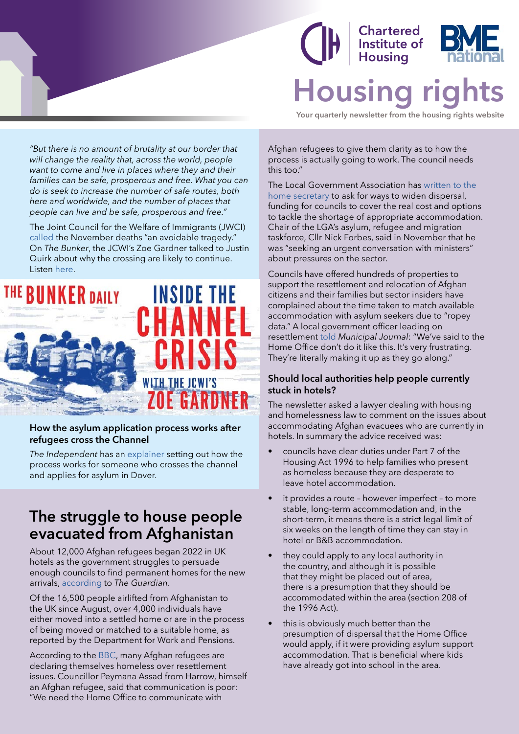*"But there is no amount of brutality at our border that will change the reality that, across the world, people want to come and live in places where they and their families can be safe, prosperous and free. What you can do is seek to increase the number of safe routes, both here and worldwide, and the number of places that people can live and be safe, prosperous and free."*

The Joint Council for the Welfare of Immigrants (JWCI) called the November deaths "an avoidable tragedy." On *The Bunker*, the JCWI's Zoe Gardner talked to Justin Quirk about why the crossing are likely to continue. Listen here.

THE BUNKER DAILY INSIDE THE CHANNEL CRISIS WITH THE JCWI'S ZOE GARDNER

### How the asylum application process works after refugees cross the Channel

*The Independent* has an explainer setting out how the process works for someone who crosses the channel and applies for asylum in Dover.

## The struggle to house people evacuated from Afghanistan

About 12,000 Afghan refugees began 2022 in UK hotels as the government struggles to persuade enough councils to find permanent homes for the new arrivals, according to *The Guardian*.

Of the 16,500 people airlifted from Afghanistan to the UK since August, over 4,000 individuals have either moved into a settled home or are in the process of being moved or matched to a suitable home, as reported by the Department for Work and Pensions.

According to the BBC, many Afghan refugees are declaring themselves homeless over resettlement issues. Councillor Peymana Assad from Harrow, himself an Afghan refugee, said that communication is poor: "We need the Home Office to communicate with Afghan refugees to give them clarity as to how the process is actually going to work. The council needs this too."

The Local Government Association has written to the home secretary to ask for ways to widen dispersal, funding for councils to cover the real cost and options to tackle the shortage of appropriate accommodation. Chair of the LGA's asylum, refugee and migration taskforce, Cllr Nick Forbes, said in November that he was "seeking an urgent conversation with ministers" about pressures on the sector.

Councils have offered hundreds of properties to support the resettlement and relocation of Afghan citizens and their families but sector insiders have complained about the time taken to match available accommodation with asylum seekers due to "ropey data." A local government officer leading on resettlement told *Municipal Journal*: "We've said to the Home Office don't do it like this. It's very frustrating. They're literally making it up as they go along."

### Should local authorities help people currently stuck in hotels?

The newsletter asked a lawyer dealing with housing and homelessness law to comment on the issues about accommodating Afghan evacuees who are currently in hotels. In summary the advice received was:

- councils have clear duties under Part 7 of the Housing Act 1996 to help families who present as homeless because they are desperate to leave hotel accommodation.
- it provides a route – however imperfect – to more stable, long-term accommodation and, in the short-term, it means there is a strict legal limit of six weeks on the length of time they can stay in hotel or B&B accommodation.
- they could apply to any local authority in the country, and although it is possible that they might be placed out of area, there is a presumption that they should be accommodated within the area (section 208 of the 1996 Act).
- this is obviously much better than the presumption of dispersal that the Home Office would apply, if it were providing asylum support accommodation. That is beneficial where kids have already got into school in the area.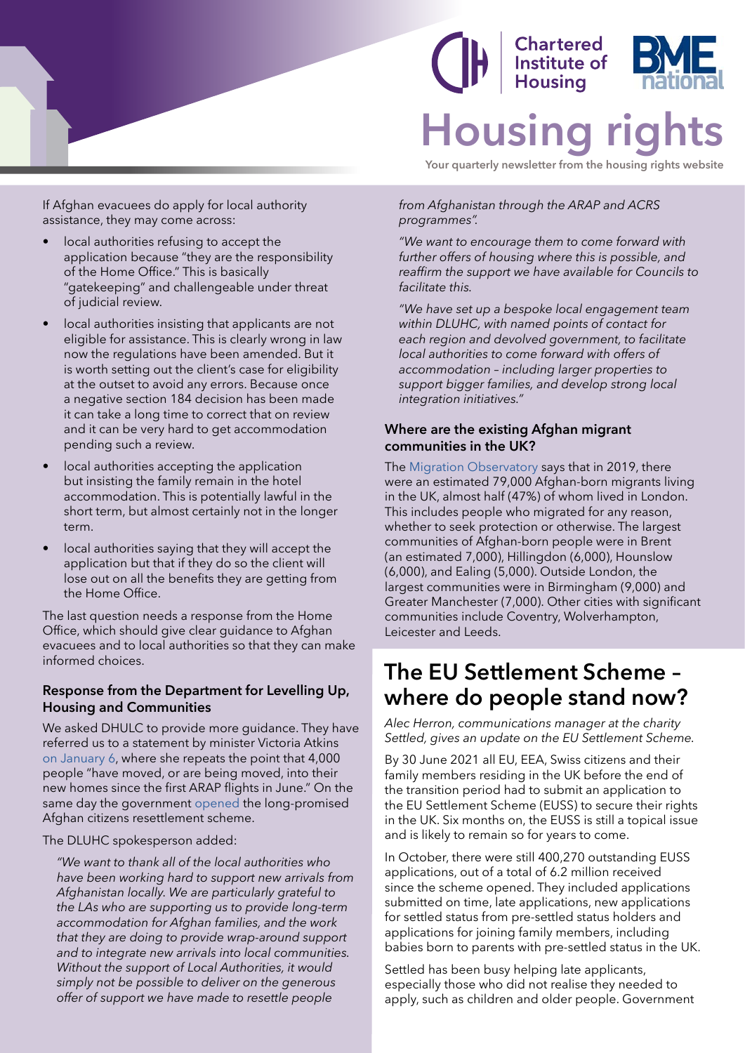If Afghan evacuees do apply for local authority assistance, they may come across:

- local authorities refusing to accept the application because "they are the responsibility of the Home Office." This is basically "gatekeeping" and challengeable under threat of judicial review.
- local authorities insisting that applicants are not eligible for assistance. This is clearly wrong in law now the regulations have been amended. But it is worth setting out the client's case for eligibility at the outset to avoid any errors. Because once a negative section 184 decision has been made it can take a long time to correct that on review and it can be very hard to get accommodation pending such a review.
- local authorities accepting the application but insisting the family remain in the hotel accommodation. This is potentially lawful in the short term, but almost certainly not in the longer term.
- local authorities saying that they will accept the application but that if they do so the client will lose out on all the benefits they are getting from the Home Office.

The last question needs a response from the Home Office, which should give clear guidance to Afghan evacuees and to local authorities so that they can make informed choices.

### Response from the Department for Levelling Up, Housing and Communities

We asked DHULC to provide more guidance. They have referred us to a statement by minister Victoria Atkins on January 6, where she repeats the point that 4,000 people "have moved, or are being moved, into their new homes since the first ARAP flights in June." On the same day the government opened the long-promised Afghan citizens resettlement scheme.

The DLUHC spokesperson added:

> *"We want to thank all of the local authorities who have been working hard to support new arrivals from Afghanistan locally. We are particularly grateful to the LAs who are supporting us to provide long-term accommodation for Afghan families, and the work that they are doing to provide wrap-around support and to integrate new arrivals into local communities. Without the support of Local Authorities, it would simply not be possible to deliver on the generous offer of support we have made to resettle people from Afghanistan through the ARAP and ACRS programmes".*
>
> *"We want to encourage them to come forward with further offers of housing where this is possible, and reaffirm the support we have available for Councils to facilitate this.*
>
> *"We have set up a bespoke local engagement team within DLUHC, with named points of contact for each region and devolved government, to facilitate local authorities to come forward with offers of accommodation – including larger properties to support bigger families, and develop strong local integration initiatives."*

### Where are the existing Afghan migrant communities in the UK?

The Migration Observatory says that in 2019, there were an estimated 79,000 Afghan-born migrants living in the UK, almost half (47%) of whom lived in London. This includes people who migrated for any reason, whether to seek protection or otherwise. The largest communities of Afghan-born people were in Brent (an estimated 7,000), Hillingdon (6,000), Hounslow (6,000), and Ealing (5,000). Outside London, the largest communities were in Birmingham (9,000) and Greater Manchester (7,000). Other cities with significant communities include Coventry, Wolverhampton, Leicester and Leeds.

## The EU Settlement Scheme – where do people stand now?

*Alec Herron, communications manager at the charity Settled, gives an update on the EU Settlement Scheme.*

By 30 June 2021 all EU, EEA, Swiss citizens and their family members residing in the UK before the end of the transition period had to submit an application to the EU Settlement Scheme (EUSS) to secure their rights in the UK. Six months on, the EUSS is still a topical issue and is likely to remain so for years to come.

In October, there were still 400,270 outstanding EUSS applications, out of a total of 6.2 million received since the scheme opened. They included applications submitted on time, late applications, new applications for settled status from pre-settled status holders and applications for joining family members, including babies born to parents with pre-settled status in the UK.

Settled has been busy helping late applicants, especially those who did not realise they needed to apply, such as children and older people. Government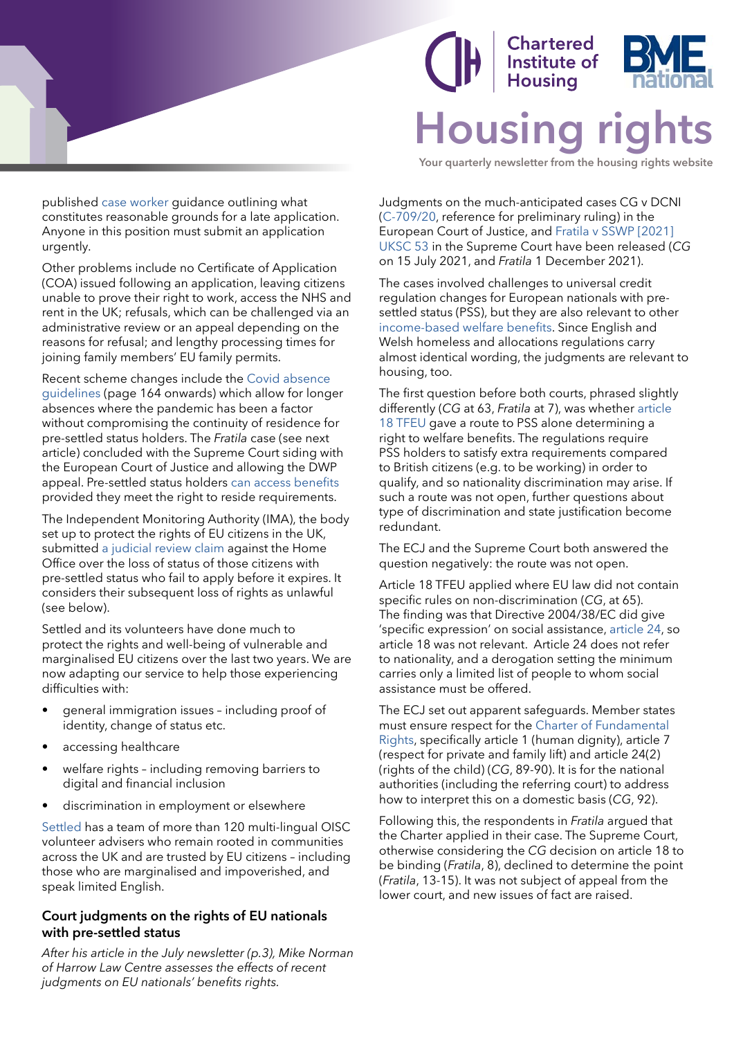published case worker guidance outlining what constitutes reasonable grounds for a late application. Anyone in this position must submit an application urgently.

Other problems include no Certificate of Application (COA) issued following an application, leaving citizens unable to prove their right to work, access the NHS and rent in the UK; refusals, which can be challenged via an administrative review or an appeal depending on the reasons for refusal; and lengthy processing times for joining family members' EU family permits.

Recent scheme changes include the Covid absence guidelines (page 164 onwards) which allow for longer absences where the pandemic has been a factor without compromising the continuity of residence for pre-settled status holders. The *Fratila* case (see next article) concluded with the Supreme Court siding with the European Court of Justice and allowing the DWP appeal. Pre-settled status holders can access benefits provided they meet the right to reside requirements.

The Independent Monitoring Authority (IMA), the body set up to protect the rights of EU citizens in the UK, submitted a judicial review claim against the Home Office over the loss of status of those citizens with pre-settled status who fail to apply before it expires. It considers their subsequent loss of rights as unlawful (see below).

Settled and its volunteers have done much to protect the rights and well-being of vulnerable and marginalised EU citizens over the last two years. We are now adapting our service to help those experiencing difficulties with:

- general immigration issues – including proof of identity, change of status etc.
- accessing healthcare
- welfare rights – including removing barriers to digital and financial inclusion
- discrimination in employment or elsewhere

Settled has a team of more than 120 multi-lingual OISC volunteer advisers who remain rooted in communities across the UK and are trusted by EU citizens – including those who are marginalised and impoverished, and speak limited English.

### Court judgments on the rights of EU nationals with pre-settled status

*After his article in the July newsletter (p.3), Mike Norman of Harrow Law Centre assesses the effects of recent judgments on EU nationals' benefits rights.*

Judgments on the much-anticipated cases CG v DCNI (C-709/20, reference for preliminary ruling) in the European Court of Justice, and Fratila v SSWP [2021] UKSC 53 in the Supreme Court have been released (*CG* on 15 July 2021, and *Fratila* 1 December 2021).

The cases involved challenges to universal credit regulation changes for European nationals with pre-settled status (PSS), but they are also relevant to other income-based welfare benefits. Since English and Welsh homeless and allocations regulations carry almost identical wording, the judgments are relevant to housing, too.

The first question before both courts, phrased slightly differently (*CG* at 63, *Fratila* at 7), was whether article 18 TFEU gave a route to PSS alone determining a right to welfare benefits. The regulations require PSS holders to satisfy extra requirements compared to British citizens (e.g. to be working) in order to qualify, and so nationality discrimination may arise. If such a route was not open, further questions about type of discrimination and state justification become redundant.

The ECJ and the Supreme Court both answered the question negatively: the route was not open.

Article 18 TFEU applied where EU law did not contain specific rules on non-discrimination (*CG*, at 65). The finding was that Directive 2004/38/EC did give 'specific expression' on social assistance, article 24, so article 18 was not relevant. Article 24 does not refer to nationality, and a derogation setting the minimum carries only a limited list of people to whom social assistance must be offered.

The ECJ set out apparent safeguards. Member states must ensure respect for the Charter of Fundamental Rights, specifically article 1 (human dignity), article 7 (respect for private and family lift) and article 24(2) (rights of the child) (*CG*, 89-90). It is for the national authorities (including the referring court) to address how to interpret this on a domestic basis (*CG*, 92).

Following this, the respondents in *Fratila* argued that the Charter applied in their case. The Supreme Court, otherwise considering the *CG* decision on article 18 to be binding (*Fratila*, 8), declined to determine the point (*Fratila*, 13-15). It was not subject of appeal from the lower court, and new issues of fact are raised.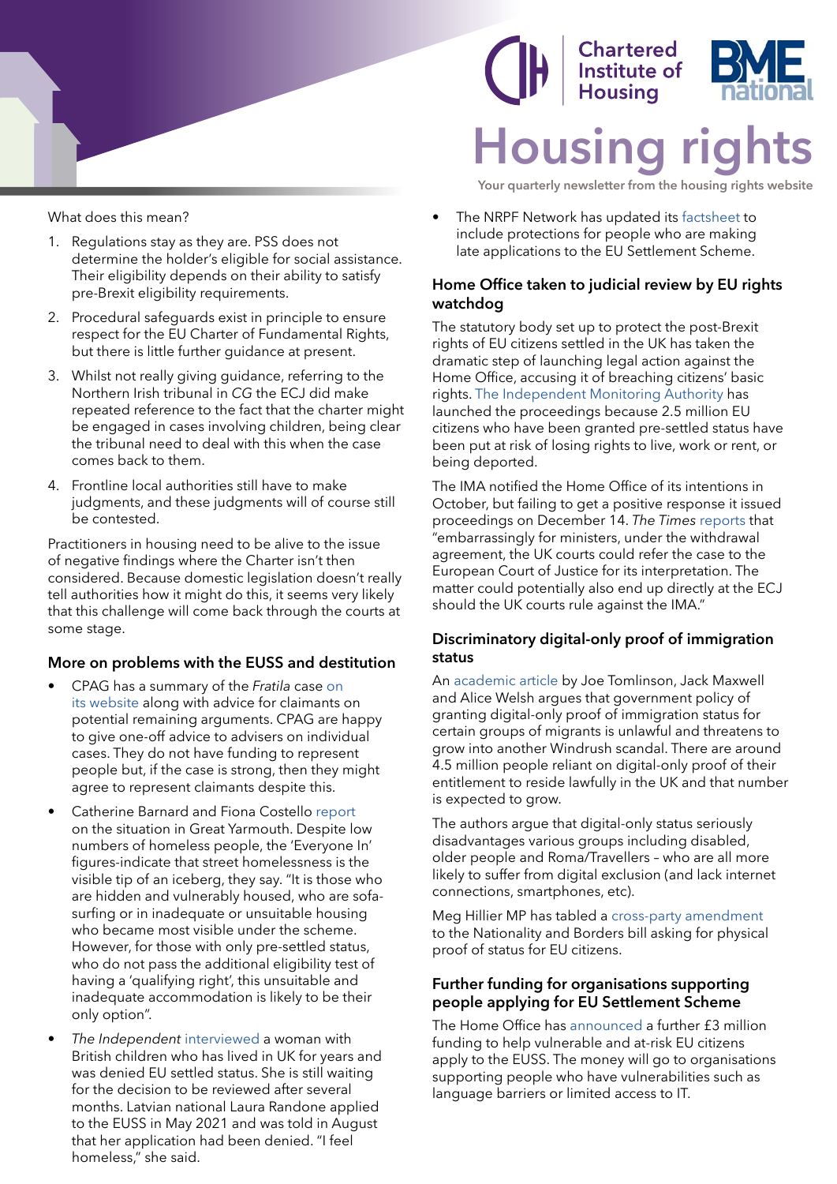What does this mean?

1. Regulations stay as they are. PSS does not determine the holder's eligible for social assistance. Their eligibility depends on their ability to satisfy pre-Brexit eligibility requirements.
2. Procedural safeguards exist in principle to ensure respect for the EU Charter of Fundamental Rights, but there is little further guidance at present.
3. Whilst not really giving guidance, referring to the Northern Irish tribunal in *CG* the ECJ did make repeated reference to the fact that the charter might be engaged in cases involving children, being clear the tribunal need to deal with this when the case comes back to them.
4. Frontline local authorities still have to make judgments, and these judgments will of course still be contested.

Practitioners in housing need to be alive to the issue of negative findings where the Charter isn't then considered. Because domestic legislation doesn't really tell authorities how it might do this, it seems very likely that this challenge will come back through the courts at some stage.

### More on problems with the EUSS and destitution

- CPAG has a summary of the *Fratila* case on its website along with advice for claimants on potential remaining arguments. CPAG are happy to give one-off advice to advisers on individual cases. They do not have funding to represent people but, if the case is strong, then they might agree to represent claimants despite this.
- Catherine Barnard and Fiona Costello report on the situation in Great Yarmouth. Despite low numbers of homeless people, the 'Everyone In' figures-indicate that street homelessness is the visible tip of an iceberg, they say. "It is those who are hidden and vulnerably housed, who are sofa-surfing or in inadequate or unsuitable housing who became most visible under the scheme. However, for those with only pre-settled status, who do not pass the additional eligibility test of having a 'qualifying right', this unsuitable and inadequate accommodation is likely to be their only option".
- *The Independent* interviewed a woman with British children who has lived in UK for years and was denied EU settled status. She is still waiting for the decision to be reviewed after several months. Latvian national Laura Randone applied to the EUSS in May 2021 and was told in August that her application had been denied. "I feel homeless," she said.
- The NRPF Network has updated its factsheet to include protections for people who are making late applications to the EU Settlement Scheme.

### Home Office taken to judicial review by EU rights watchdog

The statutory body set up to protect the post-Brexit rights of EU citizens settled in the UK has taken the dramatic step of launching legal action against the Home Office, accusing it of breaching citizens' basic rights. The Independent Monitoring Authority has launched the proceedings because 2.5 million EU citizens who have been granted pre-settled status have been put at risk of losing rights to live, work or rent, or being deported.

The IMA notified the Home Office of its intentions in October, but failing to get a positive response it issued proceedings on December 14. *The Times* reports that "embarrassingly for ministers, under the withdrawal agreement, the UK courts could refer the case to the European Court of Justice for its interpretation. The matter could potentially also end up directly at the ECJ should the UK courts rule against the IMA."

### Discriminatory digital-only proof of immigration status

An academic article by Joe Tomlinson, Jack Maxwell and Alice Welsh argues that government policy of granting digital-only proof of immigration status for certain groups of migrants is unlawful and threatens to grow into another Windrush scandal. There are around 4.5 million people reliant on digital-only proof of their entitlement to reside lawfully in the UK and that number is expected to grow.

The authors argue that digital-only status seriously disadvantages various groups including disabled, older people and Roma/Travellers – who are all more likely to suffer from digital exclusion (and lack internet connections, smartphones, etc).

Meg Hillier MP has tabled a cross-party amendment to the Nationality and Borders bill asking for physical proof of status for EU citizens.

### Further funding for organisations supporting people applying for EU Settlement Scheme

The Home Office has announced a further £3 million funding to help vulnerable and at-risk EU citizens apply to the EUSS. The money will go to organisations supporting people who have vulnerabilities such as language barriers or limited access to IT.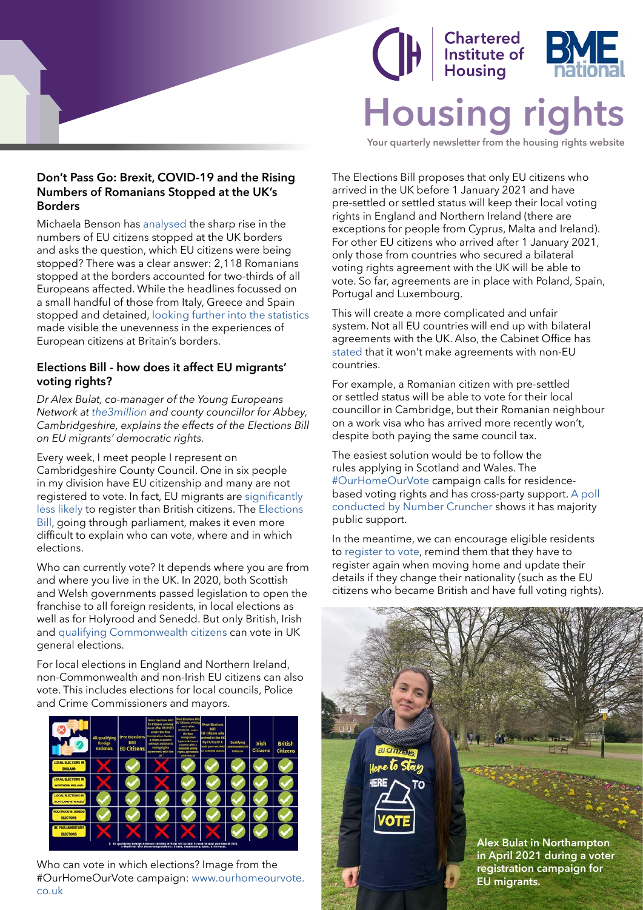# Housing rights

Your quarterly newsletter from the housing rights website

### Don't Pass Go: Brexit, COVID-19 and the Rising Numbers of Romanians Stopped at the UK's Borders

Michaela Benson has analysed the sharp rise in the numbers of EU citizens stopped at the UK borders and asks the question, which EU citizens were being stopped? There was a clear answer: 2,118 Romanians stopped at the borders accounted for two-thirds of all Europeans affected. While the headlines focussed on a small handful of those from Italy, Greece and Spain stopped and detained, looking further into the statistics made visible the unevenness in the experiences of European citizens at Britain's borders.

### Elections Bill - how does it affect EU migrants' voting rights?

*Dr Alex Bulat, co-manager of the Young Europeans Network at the3million and county councillor for Abbey, Cambridgeshire, explains the effects of the Elections Bill on EU migrants' democratic rights.*

Every week, I meet people I represent on Cambridgeshire County Council. One in six people in my division have EU citizenship and many are not registered to vote. In fact, EU migrants are significantly less likely to register than British citizens. The Elections Bill, going through parliament, makes it even more difficult to explain who can vote, where and in which elections.

Who can currently vote? It depends where you are from and where you live in the UK. In 2020, both Scottish and Welsh governments passed legislation to open the franchise to all foreign residents, in local elections as well as for Holyrood and Senedd. But only British, Irish and qualifying Commonwealth citizens can vote in UK general elections.

For local elections in England and Northern Ireland, non-Commonwealth and non-Irish EU citizens can also vote. This includes elections for local councils, Police and Crime Commissioners and mayors.

Who can vote in which elections? Image from the #OurHomeOurVote campaign: www.ourhomeourvote.co.uk

The Elections Bill proposes that only EU citizens who arrived in the UK before 1 January 2021 and have pre-settled or settled status will keep their local voting rights in England and Northern Ireland (there are exceptions for people from Cyprus, Malta and Ireland). For other EU citizens who arrived after 1 January 2021, only those from countries who secured a bilateral voting rights agreement with the UK will be able to vote. So far, agreements are in place with Poland, Spain, Portugal and Luxembourg.

This will create a more complicated and unfair system. Not all EU countries will end up with bilateral agreements with the UK. Also, the Cabinet Office has stated that it won't make agreements with non-EU countries.

For example, a Romanian citizen with pre-settled or settled status will be able to vote for their local councillor in Cambridge, but their Romanian neighbour on a work visa who has arrived more recently won't, despite both paying the same council tax.

The easiest solution would be to follow the rules applying in Scotland and Wales. The #OurHomeOurVote campaign calls for residence-based voting rights and has cross-party support. A poll conducted by Number Cruncher shows it has majority public support.

In the meantime, we can encourage eligible residents to register to vote, remind them that they have to register again when moving home and update their details if they change their nationality (such as the EU citizens who became British and have full voting rights).

**Alex Bulat in Northampton in April 2021 during a voter registration campaign for EU migrants.**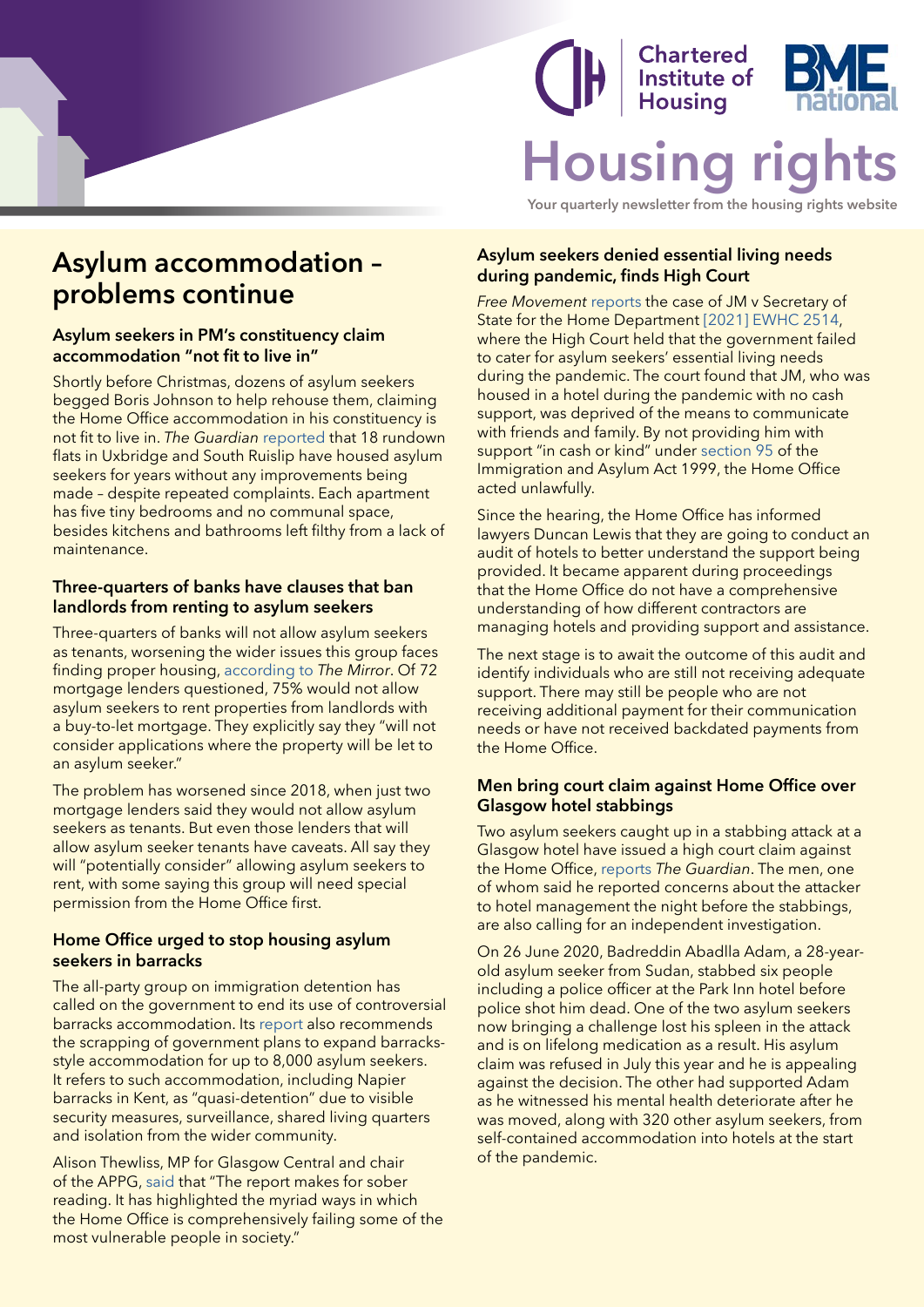# Asylum accommodation – problems continue

### Asylum seekers in PM's constituency claim accommodation "not fit to live in"

Shortly before Christmas, dozens of asylum seekers begged Boris Johnson to help rehouse them, claiming the Home Office accommodation in his constituency is not fit to live in. *The Guardian* reported that 18 rundown flats in Uxbridge and South Ruislip have housed asylum seekers for years without any improvements being made – despite repeated complaints. Each apartment has five tiny bedrooms and no communal space, besides kitchens and bathrooms left filthy from a lack of maintenance.

### Three-quarters of banks have clauses that ban landlords from renting to asylum seekers

Three-quarters of banks will not allow asylum seekers as tenants, worsening the wider issues this group faces finding proper housing, according to *The Mirror*. Of 72 mortgage lenders questioned, 75% would not allow asylum seekers to rent properties from landlords with a buy-to-let mortgage. They explicitly say they "will not consider applications where the property will be let to an asylum seeker."

The problem has worsened since 2018, when just two mortgage lenders said they would not allow asylum seekers as tenants. But even those lenders that will allow asylum seeker tenants have caveats. All say they will "potentially consider" allowing asylum seekers to rent, with some saying this group will need special permission from the Home Office first.

### Home Office urged to stop housing asylum seekers in barracks

The all-party group on immigration detention has called on the government to end its use of controversial barracks accommodation. Its report also recommends the scrapping of government plans to expand barracks-style accommodation for up to 8,000 asylum seekers. It refers to such accommodation, including Napier barracks in Kent, as "quasi-detention" due to visible security measures, surveillance, shared living quarters and isolation from the wider community.

Alison Thewliss, MP for Glasgow Central and chair of the APPG, said that "The report makes for sober reading. It has highlighted the myriad ways in which the Home Office is comprehensively failing some of the most vulnerable people in society."

### Asylum seekers denied essential living needs during pandemic, finds High Court

*Free Movement* reports the case of JM v Secretary of State for the Home Department [2021] EWHC 2514, where the High Court held that the government failed to cater for asylum seekers' essential living needs during the pandemic. The court found that JM, who was housed in a hotel during the pandemic with no cash support, was deprived of the means to communicate with friends and family. By not providing him with support "in cash or kind" under section 95 of the Immigration and Asylum Act 1999, the Home Office acted unlawfully.

Since the hearing, the Home Office has informed lawyers Duncan Lewis that they are going to conduct an audit of hotels to better understand the support being provided. It became apparent during proceedings that the Home Office do not have a comprehensive understanding of how different contractors are managing hotels and providing support and assistance.

The next stage is to await the outcome of this audit and identify individuals who are still not receiving adequate support. There may still be people who are not receiving additional payment for their communication needs or have not received backdated payments from the Home Office.

### Men bring court claim against Home Office over Glasgow hotel stabbings

Two asylum seekers caught up in a stabbing attack at a Glasgow hotel have issued a high court claim against the Home Office, reports *The Guardian*. The men, one of whom said he reported concerns about the attacker to hotel management the night before the stabbings, are also calling for an independent investigation.

On 26 June 2020, Badreddin Abadlla Adam, a 28-year-old asylum seeker from Sudan, stabbed six people including a police officer at the Park Inn hotel before police shot him dead. One of the two asylum seekers now bringing a challenge lost his spleen in the attack and is on lifelong medication as a result. His asylum claim was refused in July this year and he is appealing against the decision. The other had supported Adam as he witnessed his mental health deteriorate after he was moved, along with 320 other asylum seekers, from self-contained accommodation into hotels at the start of the pandemic.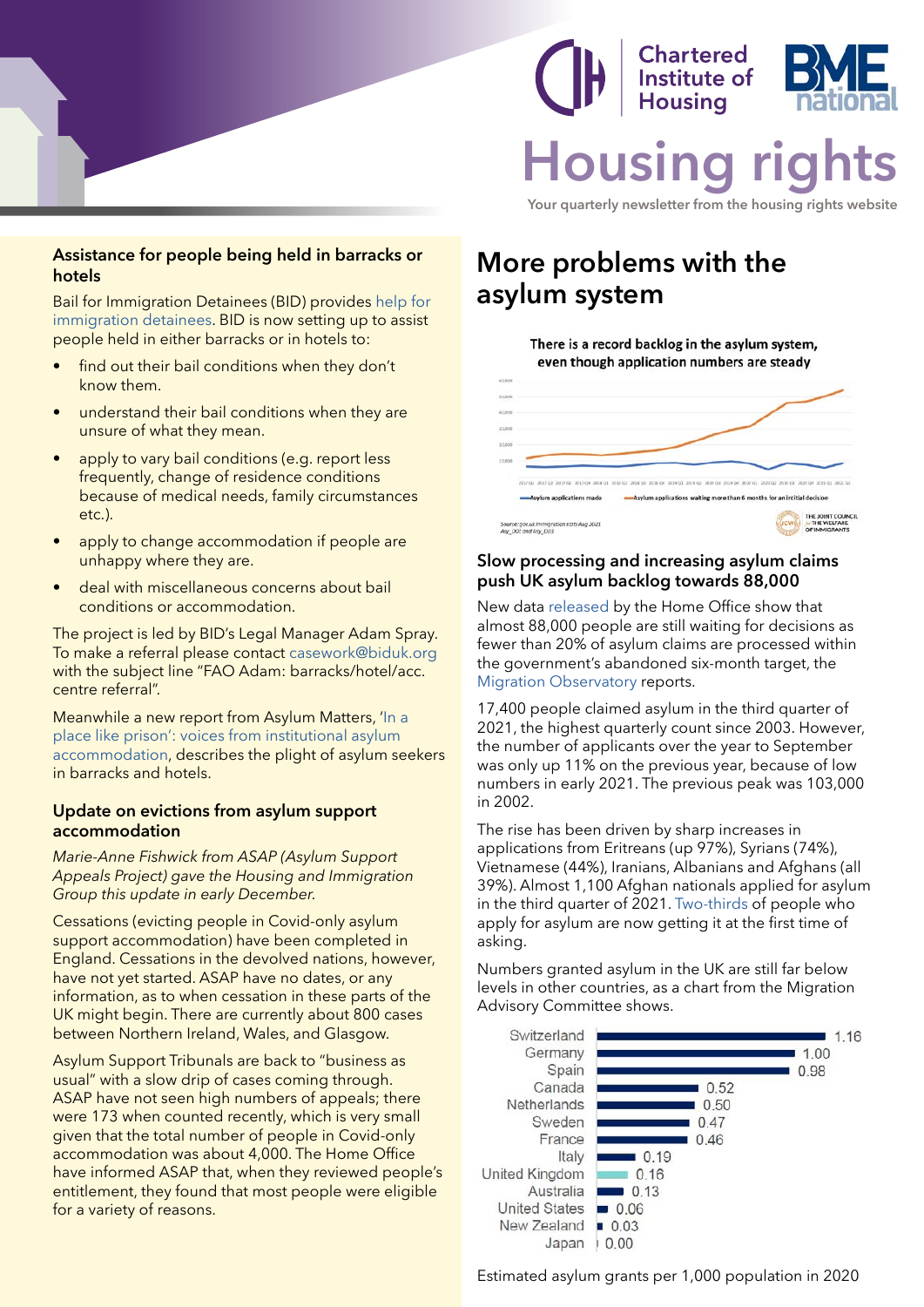# Housing rights

Your quarterly newsletter from the housing rights website

### Assistance for people being held in barracks or hotels

Bail for Immigration Detainees (BID) provides help for immigration detainees. BID is now setting up to assist people held in either barracks or in hotels to:

- find out their bail conditions when they don't know them.
- understand their bail conditions when they are unsure of what they mean.
- apply to vary bail conditions (e.g. report less frequently, change of residence conditions because of medical needs, family circumstances etc.).
- apply to change accommodation if people are unhappy where they are.
- deal with miscellaneous concerns about bail conditions or accommodation.

The project is led by BID's Legal Manager Adam Spray. To make a referral please contact casework@biduk.org with the subject line "FAO Adam: barracks/hotel/acc. centre referral".

Meanwhile a new report from Asylum Matters, 'In a place like prison': voices from institutional asylum accommodation, describes the plight of asylum seekers in barracks and hotels.

### Update on evictions from asylum support accommodation

*Marie-Anne Fishwick from ASAP (Asylum Support Appeals Project) gave the Housing and Immigration Group this update in early December.*

Cessations (evicting people in Covid-only asylum support accommodation) have been completed in England. Cessations in the devolved nations, however, have not yet started. ASAP have no dates, or any information, as to when cessation in these parts of the UK might begin. There are currently about 800 cases between Northern Ireland, Wales, and Glasgow.

Asylum Support Tribunals are back to "business as usual" with a slow drip of cases coming through. ASAP have not seen high numbers of appeals; there were 173 when counted recently, which is very small given that the total number of people in Covid-only accommodation was about 4,000. The Home Office have informed ASAP that, when they reviewed people's entitlement, they found that most people were eligible for a variety of reasons.

## More problems with the asylum system

There is a record backlog in the asylum system, even though application numbers are steady

(Chart: Asylum applications made; Asylum applications waiting more than 6 months for an initial decision. Source: gov.uk Immigration stats Aug 2021 Asy_D01 and Asy_D03. The Joint Council for the Welfare of Immigrants)

### Slow processing and increasing asylum claims push UK asylum backlog towards 88,000

New data released by the Home Office show that almost 88,000 people are still waiting for decisions as fewer than 20% of asylum claims are processed within the government's abandoned six-month target, the Migration Observatory reports.

17,400 people claimed asylum in the third quarter of 2021, the highest quarterly count since 2003. However, the number of applicants over the year to September was only up 11% on the previous year, because of low numbers in early 2021. The previous peak was 103,000 in 2002.

The rise has been driven by sharp increases in applications from Eritreans (up 97%), Syrians (74%), Vietnamese (44%), Iranians, Albanians and Afghans (all 39%). Almost 1,100 Afghan nationals applied for asylum in the third quarter of 2021. Two-thirds of people who apply for asylum are now getting it at the first time of asking.

Numbers granted asylum in the UK are still far below levels in other countries, as a chart from the Migration Advisory Committee shows.

| Country | Grants per 1,000 |
|---|---|
| Switzerland | 1.16 |
| Germany | 1.00 |
| Spain | 0.98 |
| Canada | 0.52 |
| Netherlands | 0.50 |
| Sweden | 0.47 |
| France | 0.46 |
| Italy | 0.19 |
| United Kingdom | 0.16 |
| Australia | 0.13 |
| United States | 0.06 |
| New Zealand | 0.03 |
| Japan | 0.00 |

Estimated asylum grants per 1,000 population in 2020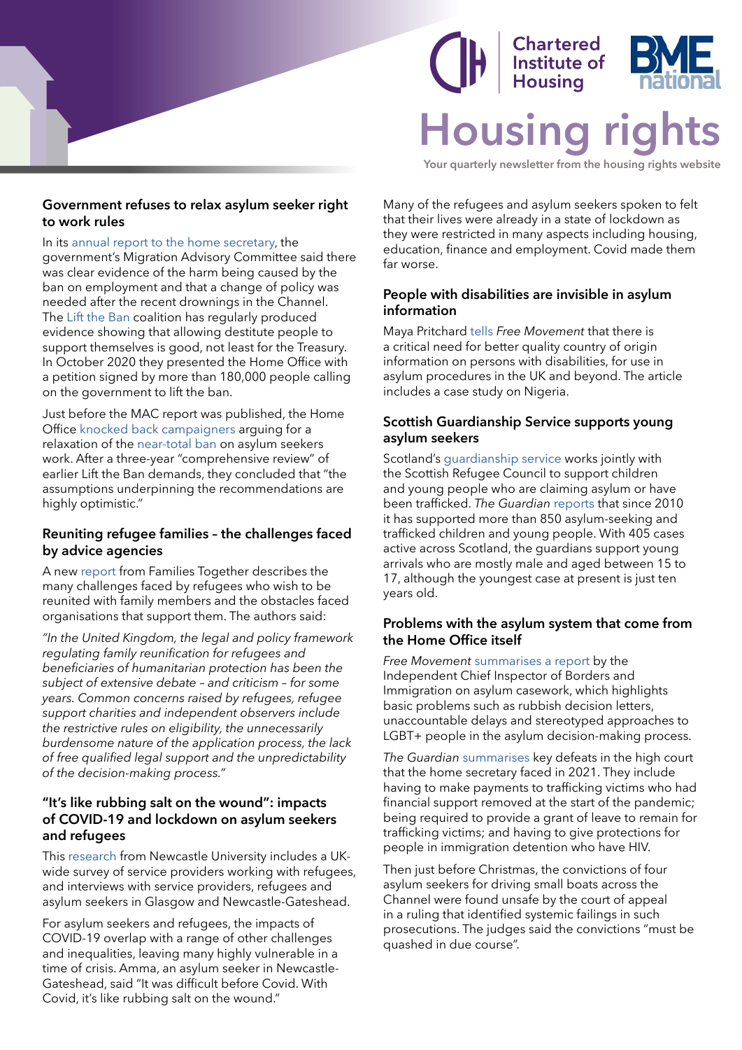## Government refuses to relax asylum seeker right to work rules

In its annual report to the home secretary, the government's Migration Advisory Committee said there was clear evidence of the harm being caused by the ban on employment and that a change of policy was needed after the recent drownings in the Channel. The Lift the Ban coalition has regularly produced evidence showing that allowing destitute people to support themselves is good, not least for the Treasury. In October 2020 they presented the Home Office with a petition signed by more than 180,000 people calling on the government to lift the ban.

Just before the MAC report was published, the Home Office knocked back campaigners arguing for a relaxation of the near-total ban on asylum seekers work. After a three-year "comprehensive review" of earlier Lift the Ban demands, they concluded that "the assumptions underpinning the recommendations are highly optimistic."

## Reuniting refugee families – the challenges faced by advice agencies

A new report from Families Together describes the many challenges faced by refugees who wish to be reunited with family members and the obstacles faced organisations that support them. The authors said:

*"In the United Kingdom, the legal and policy framework regulating family reunification for refugees and beneficiaries of humanitarian protection has been the subject of extensive debate – and criticism – for some years. Common concerns raised by refugees, refugee support charities and independent observers include the restrictive rules on eligibility, the unnecessarily burdensome nature of the application process, the lack of free qualified legal support and the unpredictability of the decision-making process."*

## "It's like rubbing salt on the wound": impacts of COVID-19 and lockdown on asylum seekers and refugees

This research from Newcastle University includes a UK-wide survey of service providers working with refugees, and interviews with service providers, refugees and asylum seekers in Glasgow and Newcastle-Gateshead.

For asylum seekers and refugees, the impacts of COVID-19 overlap with a range of other challenges and inequalities, leaving many highly vulnerable in a time of crisis. Amma, an asylum seeker in Newcastle-Gateshead, said "It was difficult before Covid. With Covid, it's like rubbing salt on the wound."

Many of the refugees and asylum seekers spoken to felt that their lives were already in a state of lockdown as they were restricted in many aspects including housing, education, finance and employment. Covid made them far worse.

## People with disabilities are invisible in asylum information

Maya Pritchard tells *Free Movement* that there is a critical need for better quality country of origin information on persons with disabilities, for use in asylum procedures in the UK and beyond. The article includes a case study on Nigeria.

## Scottish Guardianship Service supports young asylum seekers

Scotland's guardianship service works jointly with the Scottish Refugee Council to support children and young people who are claiming asylum or have been trafficked. *The Guardian* reports that since 2010 it has supported more than 850 asylum-seeking and trafficked children and young people. With 405 cases active across Scotland, the guardians support young arrivals who are mostly male and aged between 15 to 17, although the youngest case at present is just ten years old.

## Problems with the asylum system that come from the Home Office itself

*Free Movement* summarises a report by the Independent Chief Inspector of Borders and Immigration on asylum casework, which highlights basic problems such as rubbish decision letters, unaccountable delays and stereotyped approaches to LGBT+ people in the asylum decision-making process.

*The Guardian* summarises key defeats in the high court that the home secretary faced in 2021. They include having to make payments to trafficking victims who had financial support removed at the start of the pandemic; being required to provide a grant of leave to remain for trafficking victims; and having to give protections for people in immigration detention who have HIV.

Then just before Christmas, the convictions of four asylum seekers for driving small boats across the Channel were found unsafe by the court of appeal in a ruling that identified systemic failings in such prosecutions. The judges said the convictions "must be quashed in due course".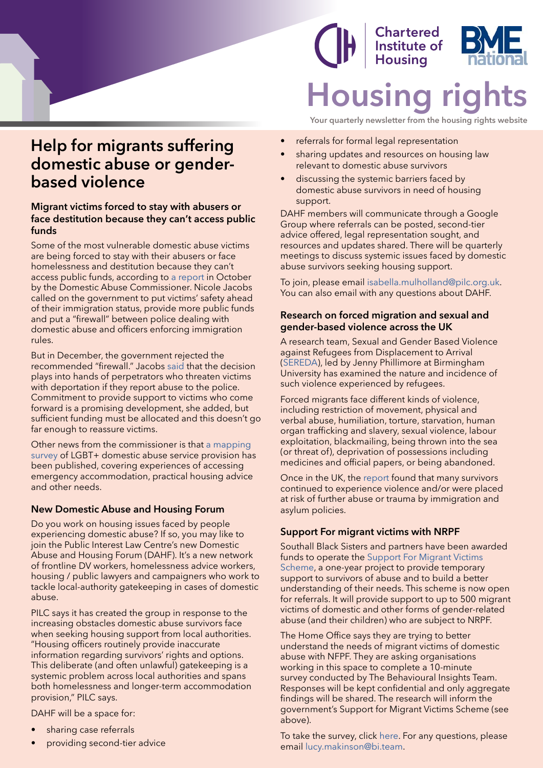## Help for migrants suffering domestic abuse or gender-based violence

### Migrant victims forced to stay with abusers or face destitution because they can't access public funds

Some of the most vulnerable domestic abuse victims are being forced to stay with their abusers or face homelessness and destitution because they can't access public funds, according to a report in October by the Domestic Abuse Commissioner. Nicole Jacobs called on the government to put victims' safety ahead of their immigration status, provide more public funds and put a "firewall" between police dealing with domestic abuse and officers enforcing immigration rules.

But in December, the government rejected the recommended "firewall." Jacobs said that the decision plays into hands of perpetrators who threaten victims with deportation if they report abuse to the police. Commitment to provide support to victims who come forward is a promising development, she added, but sufficient funding must be allocated and this doesn't go far enough to reassure victims.

Other news from the commissioner is that a mapping survey of LGBT+ domestic abuse service provision has been published, covering experiences of accessing emergency accommodation, practical housing advice and other needs.

### New Domestic Abuse and Housing Forum

Do you work on housing issues faced by people experiencing domestic abuse? If so, you may like to join the Public Interest Law Centre's new Domestic Abuse and Housing Forum (DAHF). It's a new network of frontline DV workers, homelessness advice workers, housing / public lawyers and campaigners who work to tackle local-authority gatekeeping in cases of domestic abuse.

PILC says it has created the group in response to the increasing obstacles domestic abuse survivors face when seeking housing support from local authorities. "Housing officers routinely provide inaccurate information regarding survivors' rights and options. This deliberate (and often unlawful) gatekeeping is a systemic problem across local authorities and spans both homelessness and longer-term accommodation provision," PILC says.

DAHF will be a space for:

- sharing case referrals
- providing second-tier advice
- referrals for formal legal representation
- sharing updates and resources on housing law relevant to domestic abuse survivors
- discussing the systemic barriers faced by domestic abuse survivors in need of housing support.

DAHF members will communicate through a Google Group where referrals can be posted, second-tier advice offered, legal representation sought, and resources and updates shared. There will be quarterly meetings to discuss systemic issues faced by domestic abuse survivors seeking housing support.

To join, please email isabella.mulholland@pilc.org.uk. You can also email with any questions about DAHF.

### Research on forced migration and sexual and gender-based violence across the UK

A research team, Sexual and Gender Based Violence against Refugees from Displacement to Arrival (SEREDA), led by Jenny Phillimore at Birmingham University has examined the nature and incidence of such violence experienced by refugees.

Forced migrants face different kinds of violence, including restriction of movement, physical and verbal abuse, humiliation, torture, starvation, human organ trafficking and slavery, sexual violence, labour exploitation, blackmailing, being thrown into the sea (or threat of), deprivation of possessions including medicines and official papers, or being abandoned.

Once in the UK, the report found that many survivors continued to experience violence and/or were placed at risk of further abuse or trauma by immigration and asylum policies.

### Support For migrant victims with NRPF

Southall Black Sisters and partners have been awarded funds to operate the Support For Migrant Victims Scheme, a one-year project to provide temporary support to survivors of abuse and to build a better understanding of their needs. This scheme is now open for referrals. It will provide support to up to 500 migrant victims of domestic and other forms of gender-related abuse (and their children) who are subject to NRPF.

The Home Office says they are trying to better understand the needs of migrant victims of domestic abuse with NFPF. They are asking organisations working in this space to complete a 10-minute survey conducted by The Behavioural Insights Team. Responses will be kept confidential and only aggregate findings will be shared. The research will inform the government's Support for Migrant Victims Scheme (see above).

To take the survey, click here. For any questions, please email lucy.makinson@bi.team.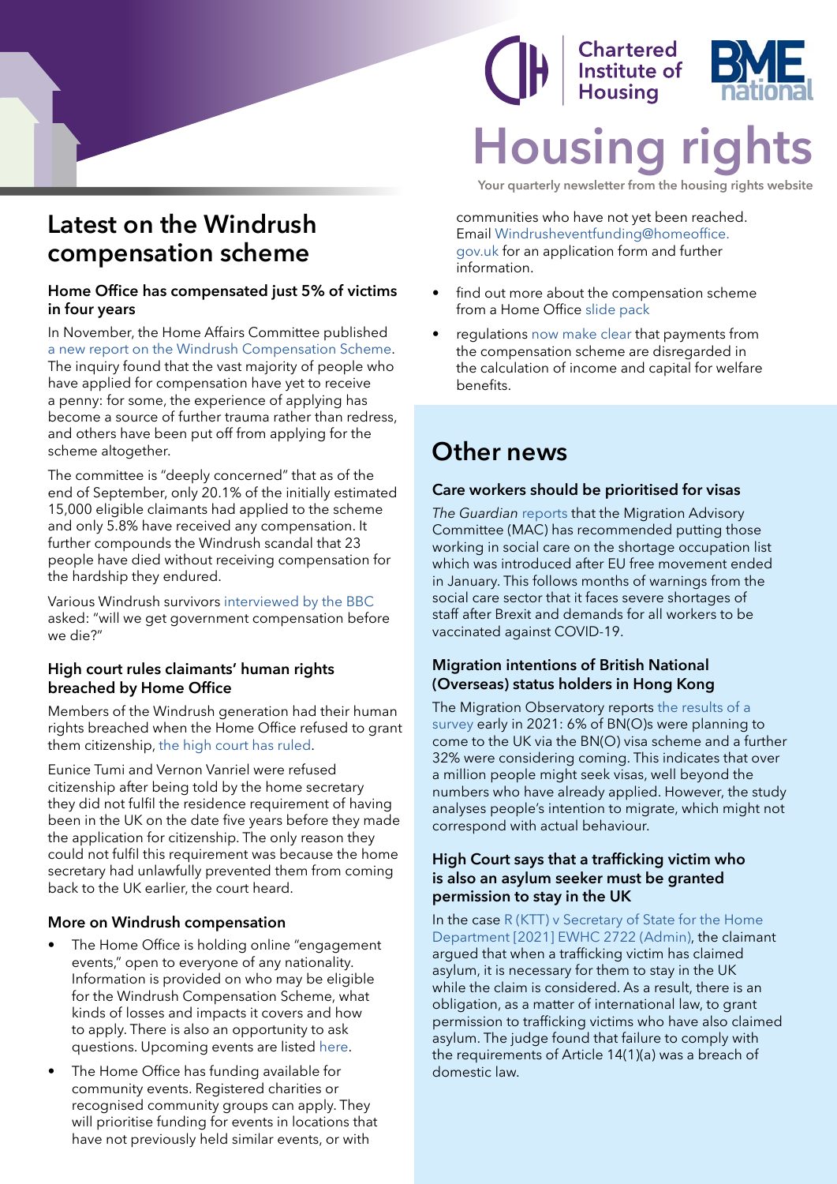# Latest on the Windrush compensation scheme

### Home Office has compensated just 5% of victims in four years

In November, the Home Affairs Committee published a new report on the Windrush Compensation Scheme. The inquiry found that the vast majority of people who have applied for compensation have yet to receive a penny: for some, the experience of applying has become a source of further trauma rather than redress, and others have been put off from applying for the scheme altogether.

The committee is "deeply concerned" that as of the end of September, only 20.1% of the initially estimated 15,000 eligible claimants had applied to the scheme and only 5.8% have received any compensation. It further compounds the Windrush scandal that 23 people have died without receiving compensation for the hardship they endured.

Various Windrush survivors interviewed by the BBC asked: "will we get government compensation before we die?"

### High court rules claimants' human rights breached by Home Office

Members of the Windrush generation had their human rights breached when the Home Office refused to grant them citizenship, the high court has ruled.

Eunice Tumi and Vernon Vanriel were refused citizenship after being told by the home secretary they did not fulfil the residence requirement of having been in the UK on the date five years before they made the application for citizenship. The only reason they could not fulfil this requirement was because the home secretary had unlawfully prevented them from coming back to the UK earlier, the court heard.

### More on Windrush compensation

- The Home Office is holding online "engagement events," open to everyone of any nationality. Information is provided on who may be eligible for the Windrush Compensation Scheme, what kinds of losses and impacts it covers and how to apply. There is also an opportunity to ask questions. Upcoming events are listed here.
- The Home Office has funding available for community events. Registered charities or recognised community groups can apply. They will prioritise funding for events in locations that have not previously held similar events, or with communities who have not yet been reached. Email Windrusheventfunding@homeoffice.gov.uk for an application form and further information.
- find out more about the compensation scheme from a Home Office slide pack
- regulations now make clear that payments from the compensation scheme are disregarded in the calculation of income and capital for welfare benefits.

# Other news

### Care workers should be prioritised for visas

*The Guardian* reports that the Migration Advisory Committee (MAC) has recommended putting those working in social care on the shortage occupation list which was introduced after EU free movement ended in January. This follows months of warnings from the social care sector that it faces severe shortages of staff after Brexit and demands for all workers to be vaccinated against COVID-19.

### Migration intentions of British National (Overseas) status holders in Hong Kong

The Migration Observatory reports the results of a survey early in 2021: 6% of BN(O)s were planning to come to the UK via the BN(O) visa scheme and a further 32% were considering coming. This indicates that over a million people might seek visas, well beyond the numbers who have already applied. However, the study analyses people's intention to migrate, which might not correspond with actual behaviour.

### High Court says that a trafficking victim who is also an asylum seeker must be granted permission to stay in the UK

In the case R (KTT) v Secretary of State for the Home Department [2021] EWHC 2722 (Admin), the claimant argued that when a trafficking victim has claimed asylum, it is necessary for them to stay in the UK while the claim is considered. As a result, there is an obligation, as a matter of international law, to grant permission to trafficking victims who have also claimed asylum. The judge found that failure to comply with the requirements of Article 14(1)(a) was a breach of domestic law.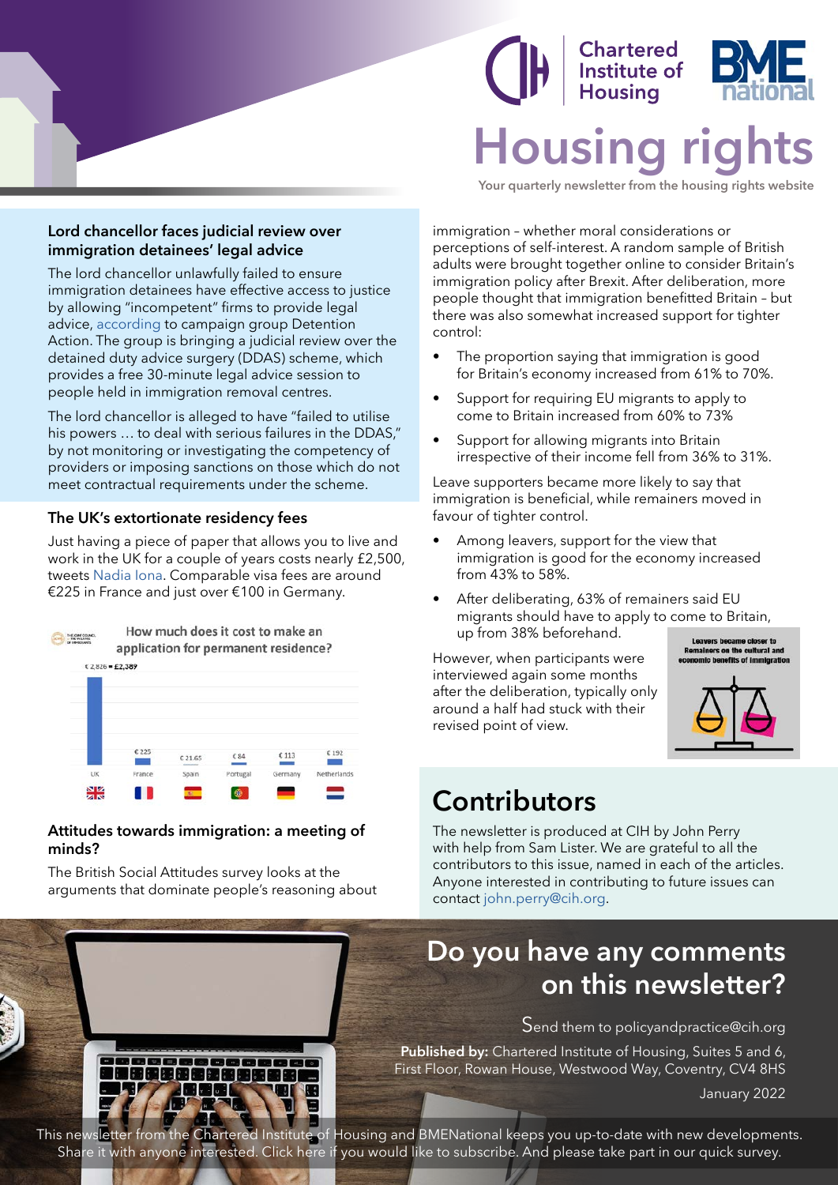# Housing rights

Your quarterly newsletter from the housing rights website

### Lord chancellor faces judicial review over immigration detainees' legal advice

The lord chancellor unlawfully failed to ensure immigration detainees have effective access to justice by allowing "incompetent" firms to provide legal advice, according to campaign group Detention Action. The group is bringing a judicial review over the detained duty advice surgery (DDAS) scheme, which provides a free 30-minute legal advice session to people held in immigration removal centres.

The lord chancellor is alleged to have "failed to utilise his powers … to deal with serious failures in the DDAS," by not monitoring or investigating the competency of providers or imposing sanctions on those which do not meet contractual requirements under the scheme.

### The UK's extortionate residency fees

Just having a piece of paper that allows you to live and work in the UK for a couple of years costs nearly £2,500, tweets Nadia Iona. Comparable visa fees are around €225 in France and just over €100 in Germany.

How much does it cost to make an application for permanent residence?

€ 2,826 = £2,389
€ 225
€ 21.65
€ 84
€ 113
€ 192
UK
France
Spain
Portugal
Germany
Netherlands

### Attitudes towards immigration: a meeting of minds?

The British Social Attitudes survey looks at the arguments that dominate people's reasoning about immigration – whether moral considerations or perceptions of self-interest. A random sample of British adults were brought together online to consider Britain's immigration policy after Brexit. After deliberation, more people thought that immigration benefitted Britain – but there was also somewhat increased support for tighter control:

- The proportion saying that immigration is good for Britain's economy increased from 61% to 70%.
- Support for requiring EU migrants to apply to come to Britain increased from 60% to 73%
- Support for allowing migrants into Britain irrespective of their income fell from 36% to 31%.

Leave supporters became more likely to say that immigration is beneficial, while remainers moved in favour of tighter control.

- Among leavers, support for the view that immigration is good for the economy increased from 43% to 58%.
- After deliberating, 63% of remainers said EU migrants should have to apply to come to Britain, up from 38% beforehand.

However, when participants were interviewed again some months after the deliberation, typically only around a half had stuck with their revised point of view.

Leavers became closer to Remainers on the cultural and economic benefits of immigration

## Contributors

The newsletter is produced at CIH by John Perry with help from Sam Lister. We are grateful to all the contributors to this issue, named in each of the articles. Anyone interested in contributing to future issues can contact john.perry@cih.org.

## Do you have any comments on this newsletter?

Send them to policyandpractice@cih.org

**Published by:** Chartered Institute of Housing, Suites 5 and 6, First Floor, Rowan House, Westwood Way, Coventry, CV4 8HS

January 2022

This newsletter from the Chartered Institute of Housing and BMENational keeps you up-to-date with new developments. Share it with anyone interested. Click here if you would like to subscribe. And please take part in our quick survey.